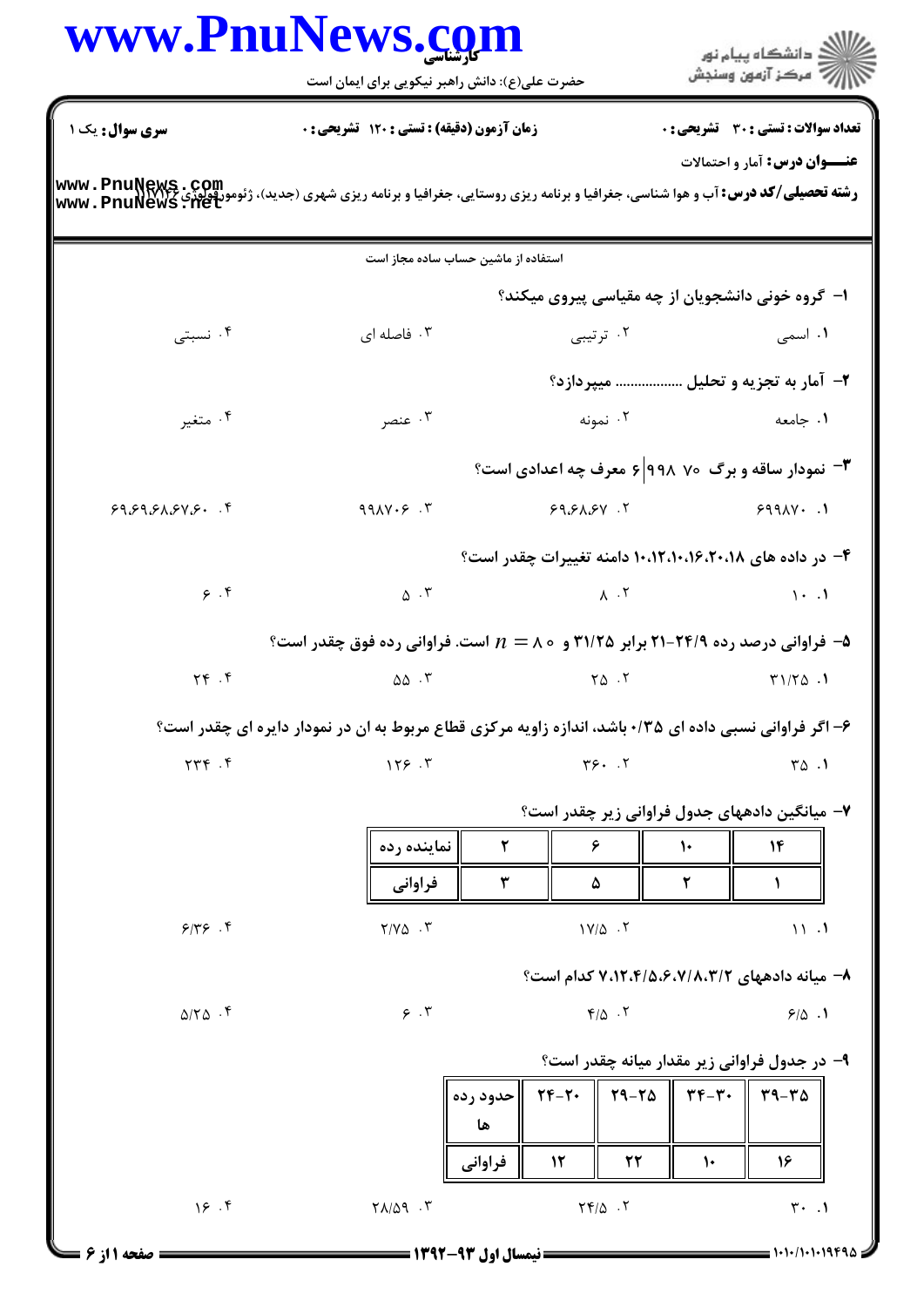کارشناسی

حضرت علی(ع): دانش راهبر نیکویی برای ایمان است

**سری سوال:** یک ۱ | **زمان آزمون (دقیقه) : تستی :** ۱۲۰ **تشریحی :** ۰ | **تعداد سوالات : تستی :** ۳۰ **تشریحی :** ۰

**عنـــوان درس:** آمار و احتمالات

**رشته تحصیلی/کد درس:** آب و هوا شناسی، جغرافیا و برنامه ریزی روستایی، جغرافیا و برنامه ریزی شهری (جدید)، ژئومورفولوژی ۱۱۱۷۱۲۶

استفاده از ماشین حساب ساده مجاز است

۱- گروه خونی دانشجویان از چه مقیاسی پیروی میکند؟

۱. اسمی ۲. ترتیبی ۳. فاصله ای ۴. نسبتی

۲- آمار به تجزیه و تحلیل ................. میپردازد؟

۱. جامعه ۲. نمونه ۳. عنصر ۴. متغیر

۳- نمودار ساقه و برگ ۶|۹۹۸ ۷۰ معرف چه اعدادی است؟

۱. ۶۹۹۸۷۰ ۲. ۶۹،۶۸،۶۷ ۳. ۹۹۸۷۰۶ ۴. ۶۹،۶۹،۶۸،۶۷،۶۰

۴- در داده های ۱۰،۱۲،۱۰،۱۶،۲۰،۱۸ دامنه تغییرات چقدر است؟

۱. ۱۰ ۲. ۸ ۳. ۵ ۴. ۶

۵- فراوانی درصد رده ۲۴/۹-۲۱ برابر ۳۱/۲۵ و $n = 80$ است. فراوانی رده فوق چقدر است؟

۱. ۳۱/۲۵ ۲. ۲۵ ۳. ۵۵ ۴. ۲۴

۶- اگر فراوانی نسبی داده ای ۰/۳۵ باشد، اندازه زاویه مرکزی قطاع مربوط به ان در نمودار دایره ای چقدر است؟

۱. ۳۵ ۲. ۳۶۰ ۳. ۱۲۶ ۴. ۲۳۴

۷- میانگین دادههای جدول فراوانی زیر چقدر است؟

| نماینده رده | ۲ | ۶ | ۱۰ | ۱۴ |
|---|---|---|---|---|
| فراوانی | ۳ | ۵ | ۲ | ۱ |

۱. ۱۱ ۲. ۱۷/۵ ۳. ۲/۷۵ ۴. ۶/۳۶

۸- میانه دادههای ۷،۱۲،۴/۵،۶،۷/۸،۳/۲ کدام است؟

۱. ۶/۵ ۲. ۴/۵ ۳. ۶ ۴. ۵/۲۵

۹- در جدول فراوانی زیر مقدار میانه چقدر است؟

| حدود رده ها | ۲۴-۲۰ | ۲۹-۲۵ | ۳۴-۳۰ | ۳۹-۳۵ |
|---|---|---|---|---|
| فراوانی | ۱۲ | ۲۲ | ۱۰ | ۱۶ |

۱. ۳۰ ۲. ۲۴/۵ ۳. ۲۸/۵۹ ۴. ۱۶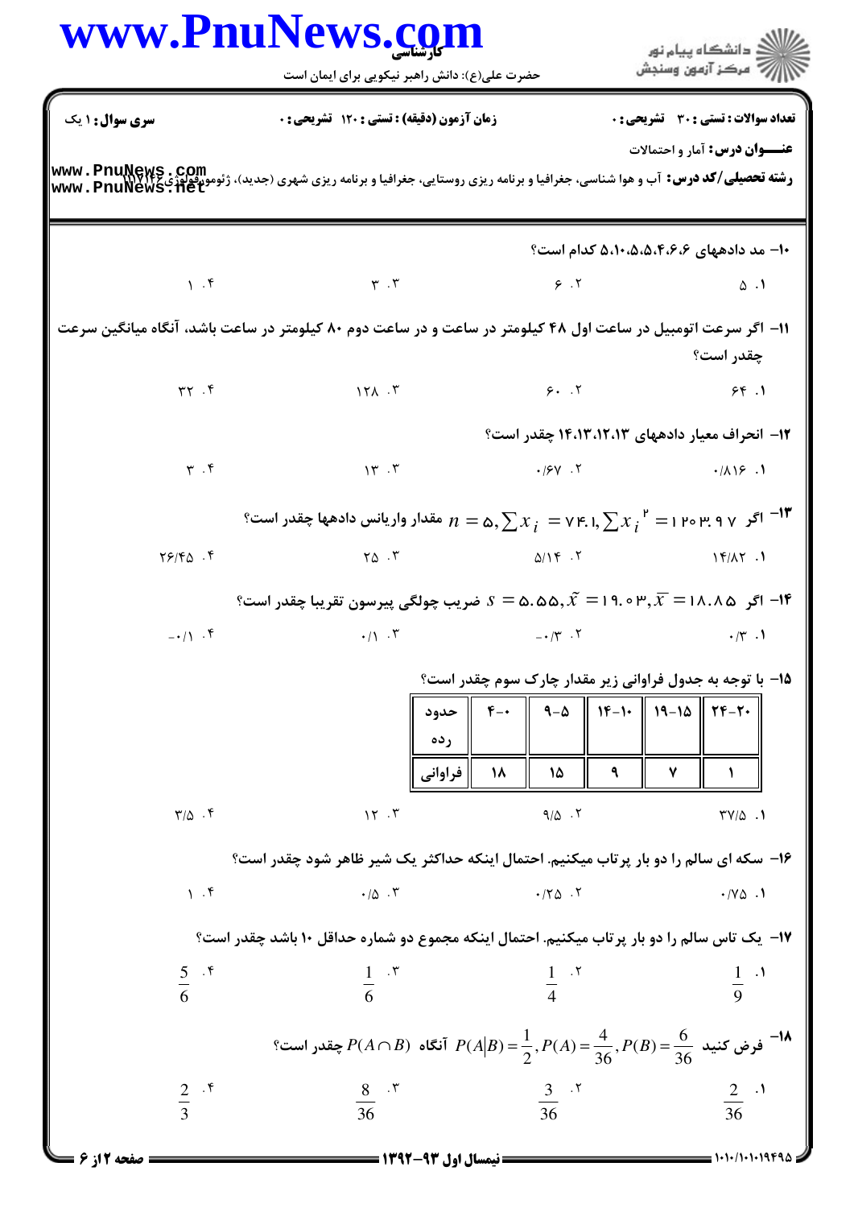**سری سوال:** ۱ یک | **زمان آزمون (دقیقه) : تستی :** ۱۲۰ **تشریحی :** ۰ | **تعداد سوالات : تستی :** ۳۰ **تشریحی :** ۰

**عنـــوان درس:** آمار و احتمالات

**رشته تحصیلی/کد درس:** آب و هوا شناسی، جغرافیا و برنامه ریزی روستایی، جغرافیا و برنامه ریزی شهری (جدید)، ژئومورفولوژی ۱۱۱۷۱۴۲

---

۱۰- مد دادههای ۵،۱۰،۵،۵،۴،۶،۶ کدام است؟

۱. ۵ &nbsp;&nbsp; ۲. ۶ &nbsp;&nbsp; ۳. ۳ &nbsp;&nbsp; ۴. ۱

۱۱- اگر سرعت اتومبیل در ساعت اول ۴۸ کیلومتر در ساعت و در ساعت دوم ۸۰ کیلومتر در ساعت باشد، آنگاه میانگین سرعت چقدر است؟

۱. ۶۴ &nbsp;&nbsp; ۲. ۶۰ &nbsp;&nbsp; ۳. ۱۲۸ &nbsp;&nbsp; ۴. ۳۲

۱۲- انحراف معیار دادههای ۱۴،۱۳،۱۲،۱۳ چقدر است؟

۱. ۰/۸۱۶ &nbsp;&nbsp; ۲. ۰/۶۷ &nbsp;&nbsp; ۳. ۱۳ &nbsp;&nbsp; ۴. ۳

۱۳- اگر $n = 5, \sum x_i = 74.1, \sum x_i^2 = 1203.97$ مقدار واریانس دادهها چقدر است؟

۱. ۱۴/۸۲ &nbsp;&nbsp; ۲. ۵/۱۴ &nbsp;&nbsp; ۳. ۲۵ &nbsp;&nbsp; ۴. ۲۶/۴۵

۱۴- اگر $s = 5.55, \tilde{x} = 19.03, \bar{x} = 18.85$ ضریب چولگی پیرسون تقریبا چقدر است؟

۱. ۰/۳ &nbsp;&nbsp; ۲. ۰/۳- &nbsp;&nbsp; ۳. ۰/۱ &nbsp;&nbsp; ۴. ۰/۱-

۱۵- با توجه به جدول فراوانی زیر مقدار چارک سوم چقدر است؟

| حدود رده | ۰-۴ | ۵-۹ | ۱۰-۱۴ | ۱۵-۱۹ | ۲۰-۲۴ |
|---|---|---|---|---|---|
| فراوانی | ۱۸ | ۱۵ | ۹ | ۷ | ۱ |

۱. ۳۷/۵ &nbsp;&nbsp; ۲. ۹/۵ &nbsp;&nbsp; ۳. ۱۲ &nbsp;&nbsp; ۴. ۳/۵

۱۶- سکه ای سالم را دو بار پرتاب میکنیم. احتمال اینکه حداکثر یک شیر ظاهر شود چقدر است؟

۱. ۰/۷۵ &nbsp;&nbsp; ۲. ۰/۲۵ &nbsp;&nbsp; ۳. ۰/۵ &nbsp;&nbsp; ۴. ۱

۱۷- یک تاس سالم را دو بار پرتاب میکنیم. احتمال اینکه مجموع دو شماره حداقل ۱۰ باشد چقدر است؟

۱. $\frac{1}{9}$ &nbsp;&nbsp; ۲. $\frac{1}{4}$ &nbsp;&nbsp; ۳. $\frac{1}{6}$ &nbsp;&nbsp; ۴. $\frac{5}{6}$

۱۸- فرض کنید $P(B) = \frac{6}{36}, P(A) = \frac{4}{36}, P(A|B) = \frac{1}{2}$ آنگاه $P(A \cap B)$ چقدر است؟

۱. $\frac{2}{36}$ &nbsp;&nbsp; ۲. $\frac{3}{36}$ &nbsp;&nbsp; ۳. $\frac{8}{36}$ &nbsp;&nbsp; ۴. $\frac{2}{3}$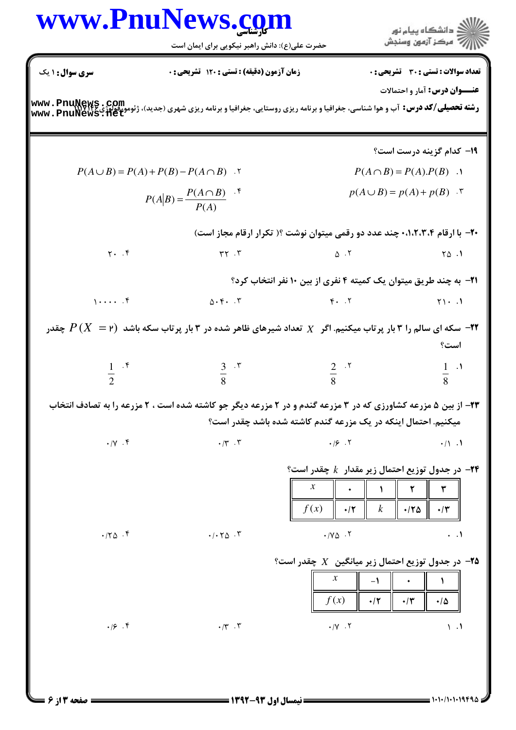**سری سوال:** ۱ یک | **زمان آزمون (دقیقه) : تستی :** ۱۲۰ **تشریحی :** ۰ | **تعداد سوالات : تستی :** ۳۰ **تشریحی :** ۰

**عنـــوان درس:** آمار و احتمالات

**رشته تحصیلی/کد درس:** آب و هوا شناسی، جغرافیا و برنامه ریزی روستایی، جغرافیا و برنامه ریزی شهری (جدید)، ژئومورفولوژی ۱۱۱۷۱۴۲

---

۱۹- کدام گزینه درست است؟

۱. $P(A \cap B) = P(A).P(B)$

۲. $P(A \cup B) = P(A) + P(B) - P(A \cap B)$

۳. $p(A \cup B) = p(A) + p(B)$

۴. $P(A|B) = \dfrac{P(A \cap B)}{P(A)}$

۲۰- با ارقام ۰،۱،۲،۳،۴ چند عدد دو رقمی میتوان نوشت ؟( تکرار ارقام مجاز است)

۱. ۲۵ &nbsp;&nbsp; ۲. ۵ &nbsp;&nbsp; ۳. ۳۲ &nbsp;&nbsp; ۴. ۲۰

۲۱- به چند طریق میتوان یک کمیته ۴ نفری از بین ۱۰ نفر انتخاب کرد؟

۱. ۲۱۰ &nbsp;&nbsp; ۲. ۴۰ &nbsp;&nbsp; ۳. ۵۰۴۰ &nbsp;&nbsp; ۴. ۱۰۰۰۰

۲۲- سکه ای سالم را ۳ بار پرتاب میکنیم. اگر $X$ تعداد شیرهای ظاهر شده در ۳ بار پرتاب سکه باشد $P(X = 2)$ چقدر است؟

۱. $\frac{1}{8}$ &nbsp;&nbsp; ۲. $\frac{2}{8}$ &nbsp;&nbsp; ۳. $\frac{3}{8}$ &nbsp;&nbsp; ۴. $\frac{1}{2}$

۲۳- از بین ۵ مزرعه کشاورزی که در ۳ مزرعه گندم و در ۲ مزرعه دیگر جو کاشته شده است ، ۲ مزرعه را به تصادف انتخاب میکنیم. احتمال اینکه در یک مزرعه گندم کاشته شده باشد چقدر است؟

۱. ۰/۱ &nbsp;&nbsp; ۲. ۰/۶ &nbsp;&nbsp; ۳. ۰/۳ &nbsp;&nbsp; ۴. ۰/۷

۲۴- در جدول توزیع احتمال زیر مقدار $k$ چقدر است؟

| $x$ | ۰ | ۱ | ۲ | ۳ |
|---|---|---|---|---|
| $f(x)$ | ۰/۲ | $k$ | ۰/۲۵ | ۰/۳ |

۱. ۰ &nbsp;&nbsp; ۲. ۰/۷۵ &nbsp;&nbsp; ۳. ۰/۰۲۵ &nbsp;&nbsp; ۴. ۰/۲۵

۲۵- در جدول توزیع احتمال زیر میانگین $X$ چقدر است؟

| $x$ | ۱- | ۰ | ۱ |
|---|---|---|---|
| $f(x)$ | ۰/۲ | ۰/۳ | ۰/۵ |

۱. ۱ &nbsp;&nbsp; ۲. ۰/۷ &nbsp;&nbsp; ۳. ۰/۳ &nbsp;&nbsp; ۴. ۰/۶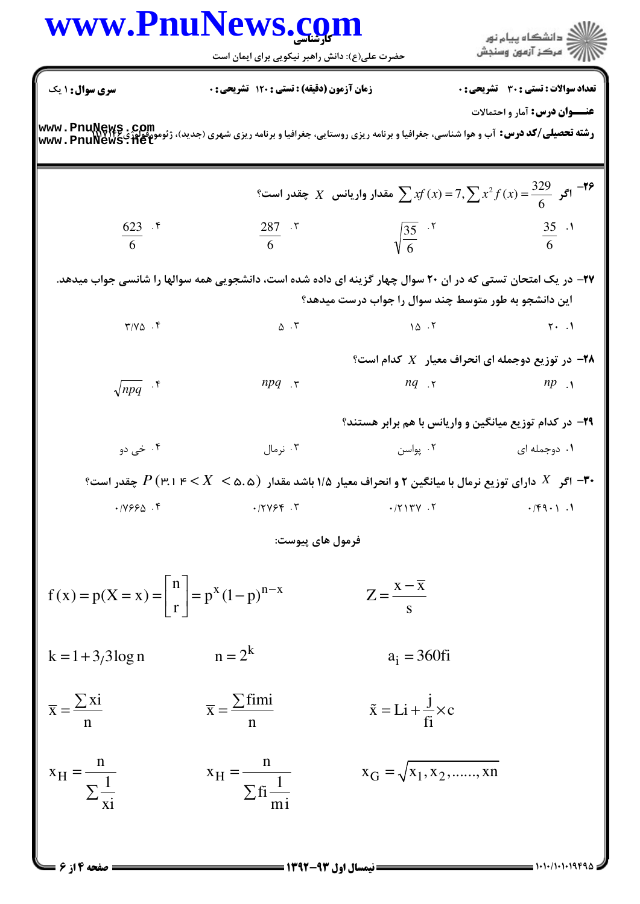**تعداد سوالات : تستی : ۳۰ تشریحی : ۰** | **زمان آزمون (دقیقه) : تستی : ۱۲۰ تشریحی : ۰** | **سری سوال : ۱ یک**

**عنـــوان درس:** آمار و احتمالات

**رشته تحصیلی/کد درس:** آب و هوا شناسی، جغرافیا و برنامه ریزی روستایی، جغرافیا و برنامه ریزی شهری (جدید)، ژئومورفولوژی ۱۱۱۷۱۴۲

۲۶- اگر $\sum xf(x) = 7, \sum x^2 f(x) = \frac{329}{6}$ مقدار واریانس $X$ چقدر است؟

۱. $\frac{35}{6}$

۲. $\sqrt{\frac{35}{6}}$

۳. $\frac{287}{6}$

۴. $\frac{623}{6}$

۲۷- در یک امتحان تستی که در ان ۲۰ سوال چهار گزینه ای داده شده است، دانشجویی همه سوالها را شانسی جواب میدهد. این دانشجو به طور متوسط چند سوال را جواب درست میدهد؟

۱. ۲۰

۲. ۱۵

۳. ۵

۴. ۳/۷۵

۲۸- در توزیع دوجمله ای انحراف معیار $X$ کدام است؟

۱. $np$

۲. $nq$

۳. $npq$

۴. $\sqrt{npq}$

۲۹- در کدام توزیع میانگین و واریانس با هم برابر هستند؟

۱. دوجمله ای

۲. پواسن

۳. نرمال

۴. خی دو

۳۰- اگر $X$ دارای توزیع نرمال با میانگین ۲ و انحراف معیار ۱/۵ باشد مقدار $P(۳.۱۴ < X < ۵.۵)$ چقدر است؟

۱. ۰/۴۹۰۱

۲. ۰/۲۱۳۷

۳. ۰/۲۷۶۴

۴. ۰/۷۶۶۵

فرمول های پیوست:

$$f(x) = p(X = x) = \begin{bmatrix} n \\ r \end{bmatrix} = p^x (1-p)^{n-x} \qquad Z = \frac{x - \bar{x}}{s}$$

$$k = 1 + 3/3 \log n \qquad n = 2^k \qquad a_i = 360fi$$

$$\bar{x} = \frac{\sum xi}{n} \qquad \bar{x} = \frac{\sum fimi}{n} \qquad \tilde{x} = Li + \frac{j}{fi} \times c$$

$$x_H = \frac{n}{\sum \frac{1}{xi}} \qquad x_H = \frac{n}{\sum fi \frac{1}{mi}} \qquad x_G = \sqrt{x_1, x_2, \ldots\ldots, xn}$$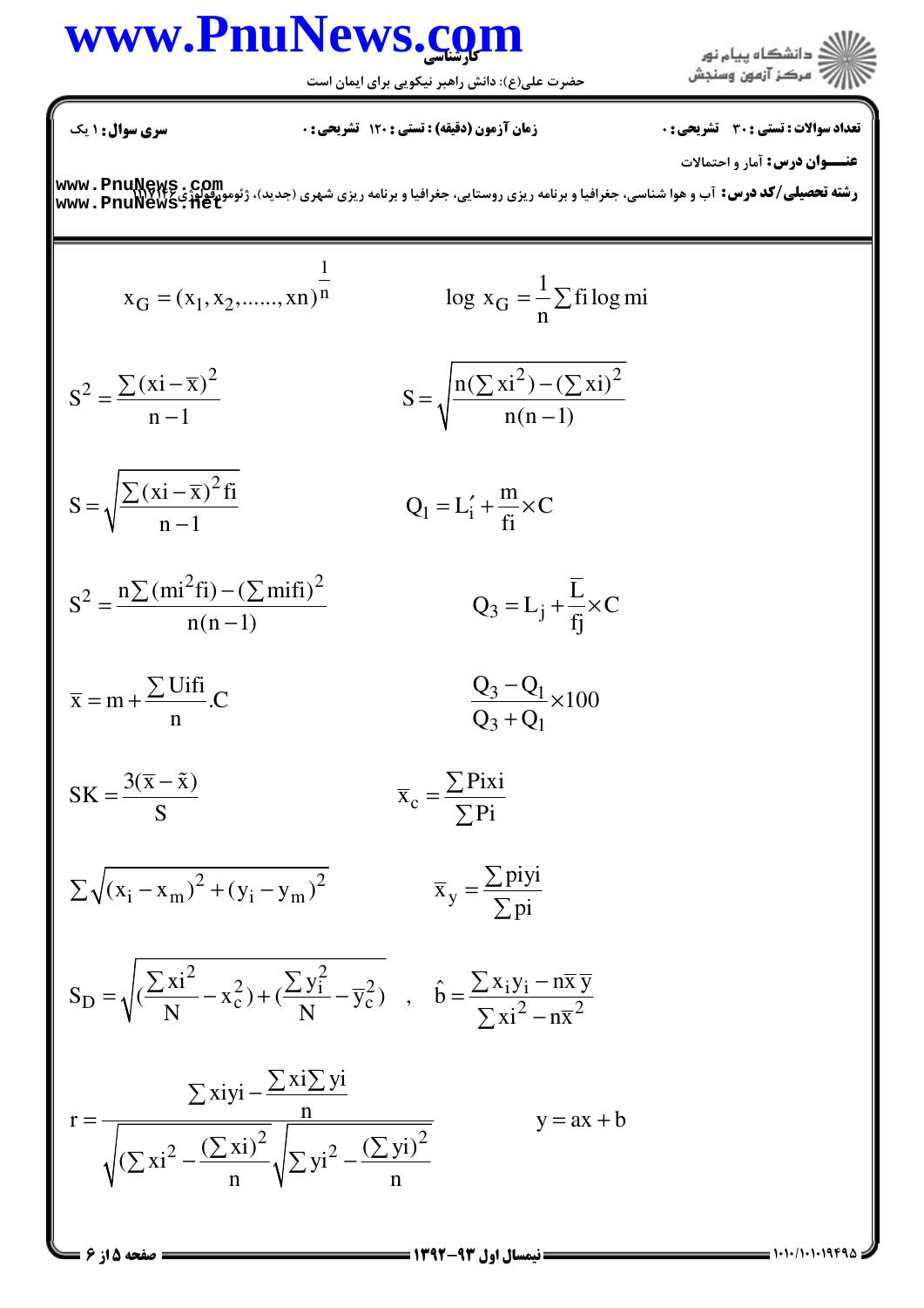سری سوال: ۱ یک

زمان آزمون (دقیقه) : تستی : ۱۲۰ تشریحی : ۰

تعداد سوالات : تستی : ۳۰ تشریحی : ۰

**عنـــوان درس:** آمار و احتمالات

**رشته تحصیلی/کد درس:** آب و هوا شناسی، جغرافیا و برنامه ریزی روستایی، جغرافیا و برنامه ریزی شهری (جدید)، ژئومورفولوژی ۱۱۱۷۱۴۲

$$x_G = (x_1, x_2, ......, xn)^{\frac{1}{n}} \qquad \log\ x_G = \frac{1}{n}\sum fi \log mi$$

$$S^2 = \frac{\sum (xi - \overline{x})^2}{n-1} \qquad S = \sqrt{\frac{n(\sum xi^2) - (\sum xi)^2}{n(n-1)}}$$

$$S = \sqrt{\frac{\sum (xi - \overline{x})^2 fi}{n-1}} \qquad Q_1 = L_i' + \frac{m}{fi} \times C$$

$$S^2 = \frac{n\sum (mi^2 fi) - (\sum mifi)^2}{n(n-1)} \qquad Q_3 = L_j + \frac{\overline{L}}{fj} \times C$$

$$\overline{x} = m + \frac{\sum Uifi}{n}.C \qquad \frac{Q_3 - Q_1}{Q_3 + Q_1} \times 100$$

$$SK = \frac{3(\overline{x} - \tilde{x})}{S} \qquad \overline{x}_c = \frac{\sum Pixi}{\sum Pi}$$

$$\sum \sqrt{(x_i - x_m)^2 + (y_i - y_m)^2} \qquad \overline{x}_y = \frac{\sum piyi}{\sum pi}$$

$$S_D = \sqrt{(\frac{\sum xi^2}{N} - x_c^2) + (\frac{\sum y_i^2}{N} - \overline{y}_c^2)} \quad , \quad \hat{b} = \frac{\sum x_i y_i - n\overline{x}\,\overline{y}}{\sum xi^2 - n\overline{x}^2}$$

$$r = \frac{\sum xiyi - \frac{\sum xi \sum yi}{n}}{\sqrt{(\sum xi^2 - \frac{(\sum xi)^2}{n}}\sqrt{\sum yi^2 - \frac{(\sum yi)^2}{n}}} \qquad y = ax + b$$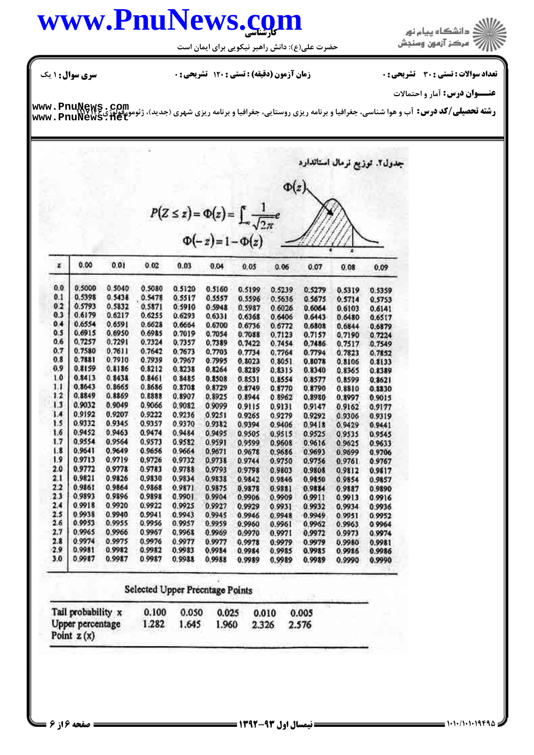تعداد سوالات : تستی : ۳۰ تشریحی : ۰ | زمان آزمون (دقیقه) : تستی : ۱۲۰ تشریحی : ۰ | سری سوال : ۱ یک

**عنـــوان درس:** آمار و احتمالات

**رشته تحصیلی/کد درس:** آب و هوا شناسی، جغرافیا و برنامه ریزی روستایی، جغرافیا و برنامه ریزی شهری (جدید)، ژئومورفولوژی ۱۱۱۷۱۴۲

## جدول۲. توزیع نرمال استاندارد

$$P(Z \le z) = \Phi(z) = \int_{-\infty}^{z} \frac{1}{\sqrt{2\pi}} e$$

$$\Phi(-z) = 1 - \Phi(z)$$

| z | 0.00 | 0.01 | 0.02 | 0.03 | 0.04 | 0.05 | 0.06 | 0.07 | 0.08 | 0.09 |
|---|---|---|---|---|---|---|---|---|---|---|
| 0.0 | 0.5000 | 0.5040 | 0.5080 | 0.5120 | 0.5160 | 0.5199 | 0.5239 | 0.5279 | 0.5319 | 0.5359 |
| 0.1 | 0.5398 | 0.5438 | 0.5478 | 0.5517 | 0.5557 | 0.5596 | 0.5636 | 0.5675 | 0.5714 | 0.5753 |
| 0.2 | 0.5793 | 0.5832 | 0.5871 | 0.5910 | 0.5948 | 0.5987 | 0.6026 | 0.6064 | 0.6103 | 0.6141 |
| 0.3 | 0.6179 | 0.6217 | 0.6255 | 0.6293 | 0.6331 | 0.6368 | 0.6406 | 0.6443 | 0.6480 | 0.6517 |
| 0.4 | 0.6554 | 0.6591 | 0.6628 | 0.6664 | 0.6700 | 0.6736 | 0.6772 | 0.6808 | 0.6844 | 0.6879 |
| 0.5 | 0.6915 | 0.6950 | 0.6985 | 0.7019 | 0.7054 | 0.7088 | 0.7123 | 0.7157 | 0.7190 | 0.7224 |
| 0.6 | 0.7257 | 0.7291 | 0.7324 | 0.7357 | 0.7389 | 0.7422 | 0.7454 | 0.7486 | 0.7517 | 0.7549 |
| 0.7 | 0.7580 | 0.7611 | 0.7642 | 0.7673 | 0.7703 | 0.7734 | 0.7764 | 0.7794 | 0.7823 | 0.7852 |
| 0.8 | 0.7881 | 0.7910 | 0.7939 | 0.7967 | 0.7995 | 0.8023 | 0.8051 | 0.8078 | 0.8106 | 0.8133 |
| 0.9 | 0.8159 | 0.8186 | 0.8212 | 0.8238 | 0.8264 | 0.8289 | 0.8315 | 0.8340 | 0.8365 | 0.8389 |
| 1.0 | 0.8413 | 0.8438 | 0.8461 | 0.8485 | 0.8508 | 0.8531 | 0.8554 | 0.8577 | 0.8599 | 0.8621 |
| 1.1 | 0.8643 | 0.8665 | 0.8686 | 0.8708 | 0.8729 | 0.8749 | 0.8770 | 0.8790 | 0.8810 | 0.8830 |
| 1.2 | 0.8849 | 0.8869 | 0.8888 | 0.8907 | 0.8925 | 0.8944 | 0.8962 | 0.8980 | 0.8997 | 0.9015 |
| 1.3 | 0.9032 | 0.9049 | 0.9066 | 0.9082 | 0.9099 | 0.9115 | 0.9131 | 0.9147 | 0.9162 | 0.9177 |
| 1.4 | 0.9192 | 0.9207 | 0.9222 | 0.9236 | 0.9251 | 0.9265 | 0.9279 | 0.9292 | 0.9306 | 0.9319 |
| 1.5 | 0.9332 | 0.9345 | 0.9357 | 0.9370 | 0.9382 | 0.9394 | 0.9406 | 0.9418 | 0.9429 | 0.9441 |
| 1.6 | 0.9452 | 0.9463 | 0.9474 | 0.9484 | 0.9495 | 0.9505 | 0.9515 | 0.9525 | 0.9535 | 0.9545 |
| 1.7 | 0.9554 | 0.9564 | 0.9573 | 0.9582 | 0.9591 | 0.9599 | 0.9608 | 0.9616 | 0.9625 | 0.9633 |
| 1.8 | 0.9641 | 0.9649 | 0.9656 | 0.9664 | 0.9671 | 0.9678 | 0.9686 | 0.9693 | 0.9699 | 0.9706 |
| 1.9 | 0.9713 | 0.9719 | 0.9726 | 0.9732 | 0.9738 | 0.9744 | 0.9750 | 0.9756 | 0.9761 | 0.9767 |
| 2.0 | 0.9772 | 0.9778 | 0.9783 | 0.9788 | 0.9793 | 0.9798 | 0.9803 | 0.9808 | 0.9812 | 0.9817 |
| 2.1 | 0.9821 | 0.9826 | 0.9830 | 0.9834 | 0.9838 | 0.9842 | 0.9846 | 0.9850 | 0.9854 | 0.9857 |
| 2.2 | 0.9861 | 0.9864 | 0.9868 | 0.9871 | 0.9875 | 0.9878 | 0.9881 | 0.9884 | 0.9887 | 0.9890 |
| 2.3 | 0.9893 | 0.9896 | 0.9898 | 0.9901 | 0.9904 | 0.9906 | 0.9909 | 0.9911 | 0.9913 | 0.9916 |
| 2.4 | 0.9918 | 0.9920 | 0.9922 | 0.9925 | 0.9927 | 0.9929 | 0.9931 | 0.9932 | 0.9934 | 0.9936 |
| 2.5 | 0.9938 | 0.9940 | 0.9941 | 0.9943 | 0.9945 | 0.9946 | 0.9948 | 0.9949 | 0.9951 | 0.9952 |
| 2.6 | 0.9953 | 0.9955 | 0.9956 | 0.9957 | 0.9959 | 0.9960 | 0.9961 | 0.9962 | 0.9963 | 0.9964 |
| 2.7 | 0.9965 | 0.9966 | 0.9967 | 0.9968 | 0.9969 | 0.9970 | 0.9971 | 0.9972 | 0.9973 | 0.9974 |
| 2.8 | 0.9974 | 0.9975 | 0.9976 | 0.9977 | 0.9977 | 0.9978 | 0.9979 | 0.9979 | 0.9980 | 0.9981 |
| 2.9 | 0.9981 | 0.9982 | 0.9982 | 0.9983 | 0.9984 | 0.9984 | 0.9985 | 0.9985 | 0.9986 | 0.9986 |
| 3.0 | 0.9987 | 0.9987 | 0.9987 | 0.9988 | 0.9988 | 0.9989 | 0.9989 | 0.9989 | 0.9990 | 0.9990 |

### Selected Upper Precntage Points

| Tail probability x | 0.100 | 0.050 | 0.025 | 0.010 | 0.005 |
|---|---|---|---|---|---|
| Upper percentage Point z (x) | 1.282 | 1.645 | 1.960 | 2.326 | 2.576 |